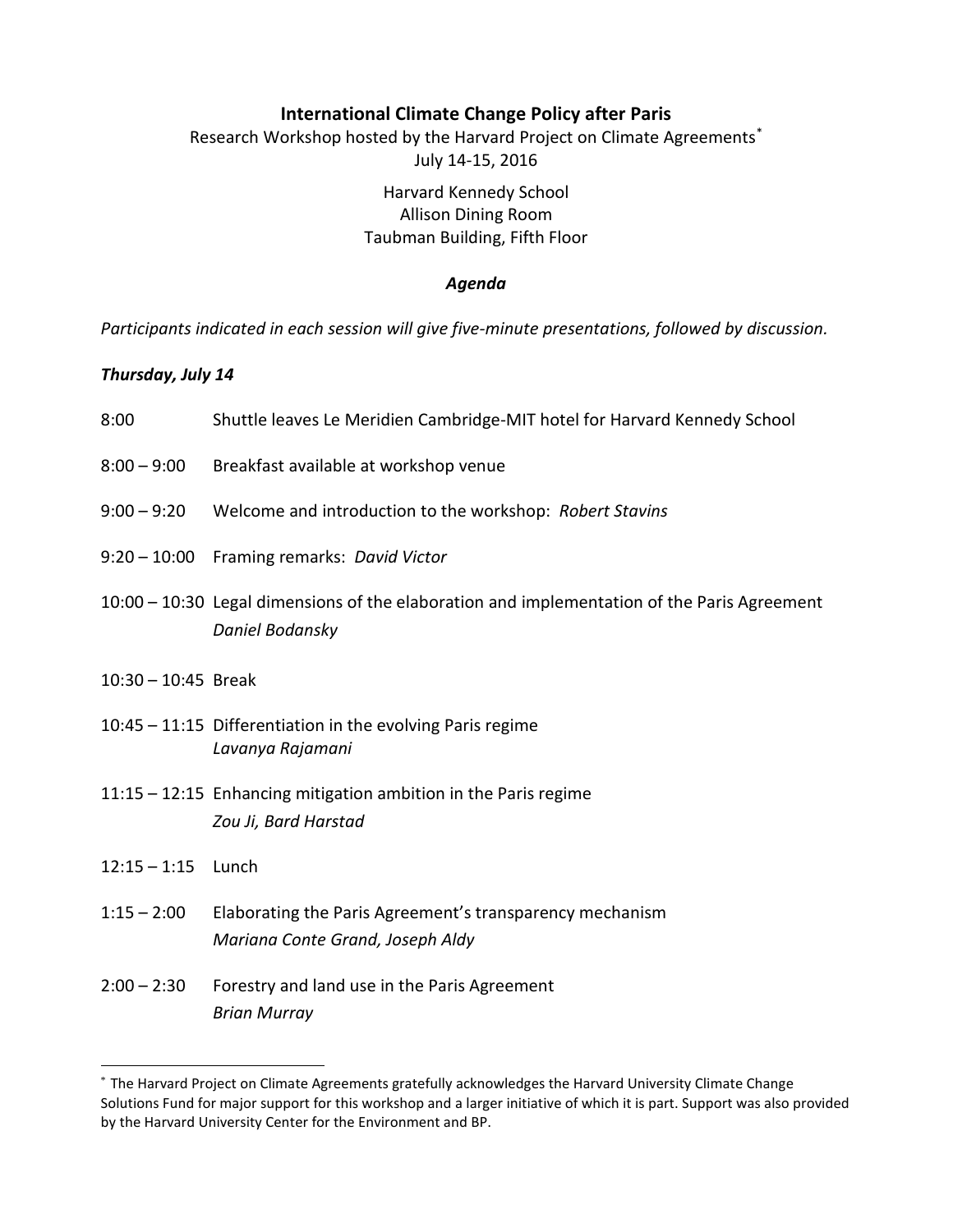# International Climate Change Policy after Paris

Research Workshop hosted by the Harvard Project on Climate Agreements*

July 14-15, 2016

Harvard Kennedy School
Allison Dining Room
Taubman Building, Fifth Floor

## *Agenda*

*Participants indicated in each session will give five-minute presentations, followed by discussion.*

### *Thursday, July 14*

8:00 Shuttle leaves Le Meridien Cambridge-MIT hotel for Harvard Kennedy School

8:00 – 9:00 Breakfast available at workshop venue

9:00 – 9:20 Welcome and introduction to the workshop: *Robert Stavins*

9:20 – 10:00 Framing remarks: *David Victor*

10:00 – 10:30 Legal dimensions of the elaboration and implementation of the Paris Agreement
*Daniel Bodansky*

10:30 – 10:45 Break

10:45 – 11:15 Differentiation in the evolving Paris regime
*Lavanya Rajamani*

11:15 – 12:15 Enhancing mitigation ambition in the Paris regime
*Zou Ji, Bard Harstad*

12:15 – 1:15 Lunch

1:15 – 2:00 Elaborating the Paris Agreement's transparency mechanism
*Mariana Conte Grand, Joseph Aldy*

2:00 – 2:30 Forestry and land use in the Paris Agreement
*Brian Murray*

---

* The Harvard Project on Climate Agreements gratefully acknowledges the Harvard University Climate Change Solutions Fund for major support for this workshop and a larger initiative of which it is part. Support was also provided by the Harvard University Center for the Environment and BP.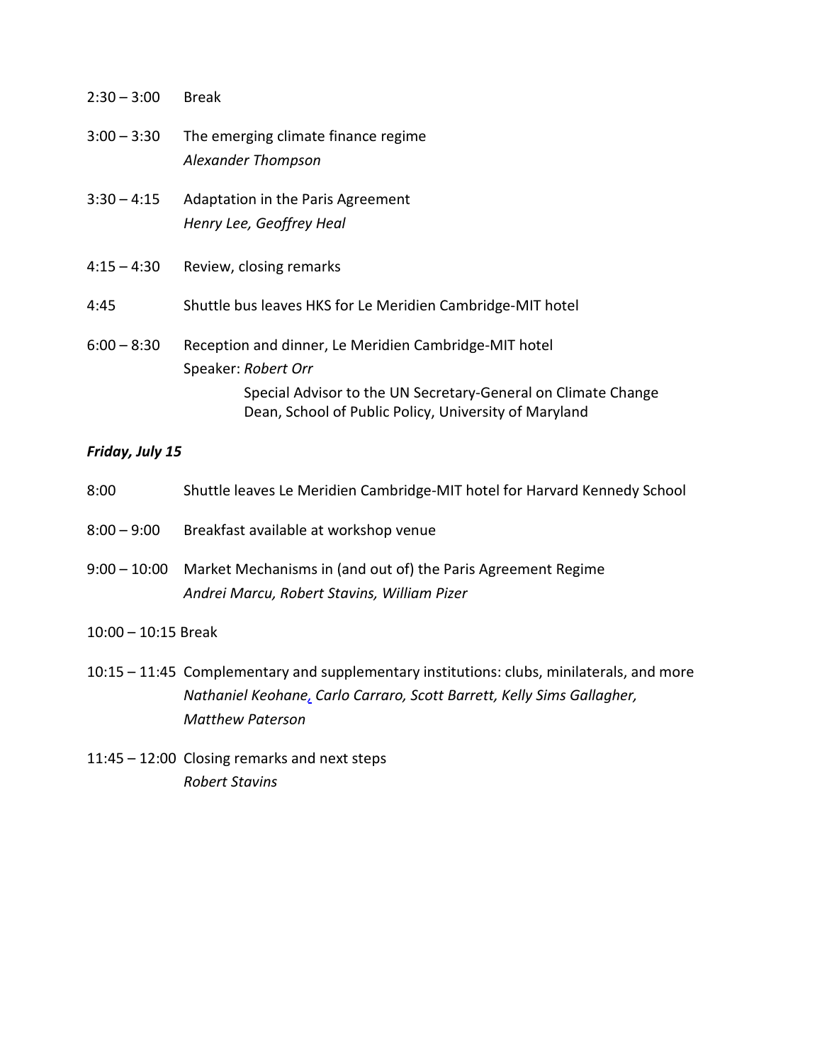2:30 – 3:00 Break

3:00 – 3:30 The emerging climate finance regime
*Alexander Thompson*

3:30 – 4:15 Adaptation in the Paris Agreement
*Henry Lee, Geoffrey Heal*

4:15 – 4:30 Review, closing remarks

4:45 Shuttle bus leaves HKS for Le Meridien Cambridge-MIT hotel

6:00 – 8:30 Reception and dinner, Le Meridien Cambridge-MIT hotel
Speaker: *Robert Orr*
Special Advisor to the UN Secretary-General on Climate Change
Dean, School of Public Policy, University of Maryland

***Friday, July 15***

8:00 Shuttle leaves Le Meridien Cambridge-MIT hotel for Harvard Kennedy School

8:00 – 9:00 Breakfast available at workshop venue

9:00 – 10:00 Market Mechanisms in (and out of) the Paris Agreement Regime
*Andrei Marcu, Robert Stavins, William Pizer*

10:00 – 10:15 Break

10:15 – 11:45 Complementary and supplementary institutions: clubs, minilaterals, and more
*Nathaniel Keohane, Carlo Carraro, Scott Barrett, Kelly Sims Gallagher, Matthew Paterson*

11:45 – 12:00 Closing remarks and next steps
*Robert Stavins*